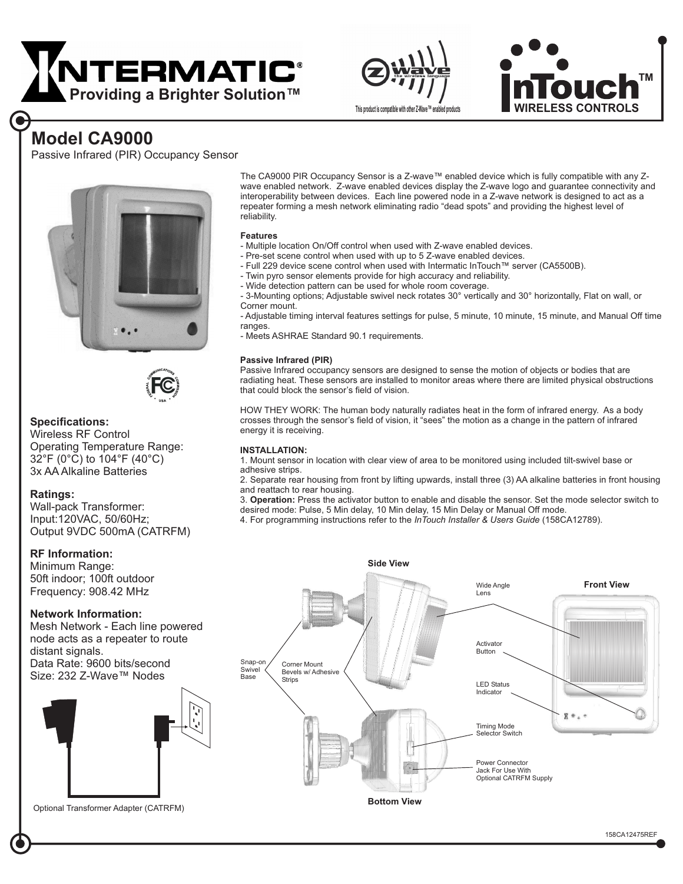# INTERMATIC®

Providing a Brighter Solution™

This product is compatible with other Z-Wave™ enabled products

InTouch™ WIRELESS CONTROLS

## Model CA9000

Passive Infrared (PIR) Occupancy Sensor

The CA9000 PIR Occupancy Sensor is a Z-wave™ enabled device which is fully compatible with any Z-wave enabled network. Z-wave enabled devices display the Z-wave logo and guarantee connectivity and interoperability between devices. Each line powered node in a Z-wave network is designed to act as a repeater forming a mesh network eliminating radio "dead spots" and providing the highest level of reliability.

**Features**

- Multiple location On/Off control when used with Z-wave enabled devices.
- Pre-set scene control when used with up to 5 Z-wave enabled devices.
- Full 229 device scene control when used with Intermatic InTouch™ server (CA5500B).
- Twin pyro sensor elements provide for high accuracy and reliability.
- Wide detection pattern can be used for whole room coverage.
- 3-Mounting options; Adjustable swivel neck rotates 30° vertically and 30° horizontally, Flat on wall, or Corner mount.
- Adjustable timing interval features settings for pulse, 5 minute, 10 minute, 15 minute, and Manual Off time ranges.
- Meets ASHRAE Standard 90.1 requirements.

**Passive Infrared (PIR)**

Passive Infrared occupancy sensors are designed to sense the motion of objects or bodies that are radiating heat. These sensors are installed to monitor areas where there are limited physical obstructions that could block the sensor's field of vision.

HOW THEY WORK: The human body naturally radiates heat in the form of infrared energy. As a body crosses through the sensor's field of vision, it "sees" the motion as a change in the pattern of infrared energy it is receiving.

**INSTALLATION:**

1. Mount sensor in location with clear view of area to be monitored using included tilt-swivel base or adhesive strips.
2. Separate rear housing from front by lifting upwards, install three (3) AA alkaline batteries in front housing and reattach to rear housing.
3. **Operation:** Press the activator button to enable and disable the sensor. Set the mode selector switch to desired mode: Pulse, 5 Min delay, 10 Min delay, 15 Min Delay or Manual Off mode.
4. For programming instructions refer to the *InTouch Installer & Users Guide* (158CA12789).

### Specifications:

Wireless RF Control
Operating Temperature Range:
32°F (0°C) to 104°F (40°C)
3x AA Alkaline Batteries

### Ratings:

Wall-pack Transformer:
Input:120VAC, 50/60Hz;
Output 9VDC 500mA (CATRFM)

### RF Information:

Minimum Range:
50ft indoor; 100ft outdoor
Frequency: 908.42 MHz

### Network Information:

Mesh Network - Each line powered node acts as a repeater to route distant signals.
Data Rate: 9600 bits/second
Size: 232 Z-Wave™ Nodes

Optional Transformer Adapter (CATRFM)

Side View

Front View

Bottom View

Wide Angle Lens

Activator Button

LED Status Indicator

Timing Mode Selector Switch

Power Connector Jack For Use With Optional CATRFM Supply

Snap-on Swivel Base

Corner Mount Bevels w/ Adhesive Strips

158CA12475REF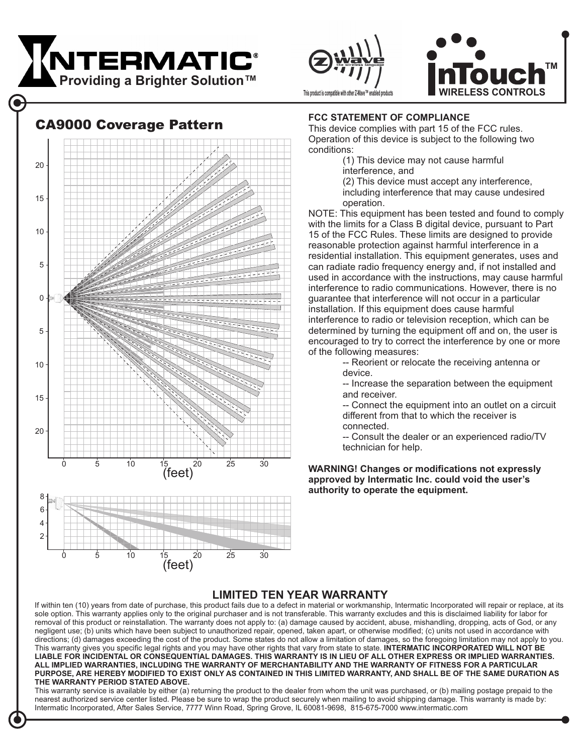INTERMATIC®
Providing a Brighter Solution™

This product is compatible with other Z-Wave™ enabled products

InTouch™
WIRELESS CONTROLS

## CA9000 Coverage Pattern

20
15
10
5
0
5
10
15
20
0 5 10 15 20 25 30
(feet)

8
6
4
2
0 5 10 15 20 25 30
(feet)

**FCC STATEMENT OF COMPLIANCE**

This device complies with part 15 of the FCC rules. Operation of this device is subject to the following two conditions:

(1) This device may not cause harmful interference, and

(2) This device must accept any interference, including interference that may cause undesired operation.

NOTE: This equipment has been tested and found to comply with the limits for a Class B digital device, pursuant to Part 15 of the FCC Rules. These limits are designed to provide reasonable protection against harmful interference in a residential installation. This equipment generates, uses and can radiate radio frequency energy and, if not installed and used in accordance with the instructions, may cause harmful interference to radio communications. However, there is no guarantee that interference will not occur in a particular installation. If this equipment does cause harmful interference to radio or television reception, which can be determined by turning the equipment off and on, the user is encouraged to try to correct the interference by one or more of the following measures:

-- Reorient or relocate the receiving antenna or device.

-- Increase the separation between the equipment and receiver.

-- Connect the equipment into an outlet on a circuit different from that to which the receiver is connected.

-- Consult the dealer or an experienced radio/TV technician for help.

**WARNING! Changes or modifications not expressly approved by Intermatic Inc. could void the user's authority to operate the equipment.**

## LIMITED TEN YEAR WARRANTY

If within ten (10) years from date of purchase, this product fails due to a defect in material or workmanship, Intermatic Incorporated will repair or replace, at its sole option. This warranty applies only to the original purchaser and is not transferable. This warranty excludes and this is disclaimed liability for labor for removal of this product or reinstallation. The warranty does not apply to: (a) damage caused by accident, abuse, mishandling, dropping, acts of God, or any negligent use; (b) units which have been subject to unauthorized repair, opened, taken apart, or otherwise modified; (c) units not used in accordance with directions; (d) damages exceeding the cost of the product. Some states do not allow a limitation of damages, so the foregoing limitation may not apply to you. This warranty gives you specific legal rights and you may have other rights that vary from state to state. **INTERMATIC INCORPORATED WILL NOT BE LIABLE FOR INCIDENTAL OR CONSEQUENTIAL DAMAGES. THIS WARRANTY IS IN LIEU OF ALL OTHER EXPRESS OR IMPLIED WARRANTIES. ALL IMPLIED WARRANTIES, INCLUDING THE WARRANTY OF MERCHANTABILITY AND THE WARRANTY OF FITNESS FOR A PARTICULAR PURPOSE, ARE HEREBY MODIFIED TO EXIST ONLY AS CONTAINED IN THIS LIMITED WARRANTY, AND SHALL BE OF THE SAME DURATION AS THE WARRANTY PERIOD STATED ABOVE.**

This warranty service is available by either (a) returning the product to the dealer from whom the unit was purchased, or (b) mailing postage prepaid to the nearest authorized service center listed. Please be sure to wrap the product securely when mailing to avoid shipping damage. This warranty is made by: Intermatic Incorporated, After Sales Service, 7777 Winn Road, Spring Grove, IL 60081-9698, 815-675-7000 www.intermatic.com